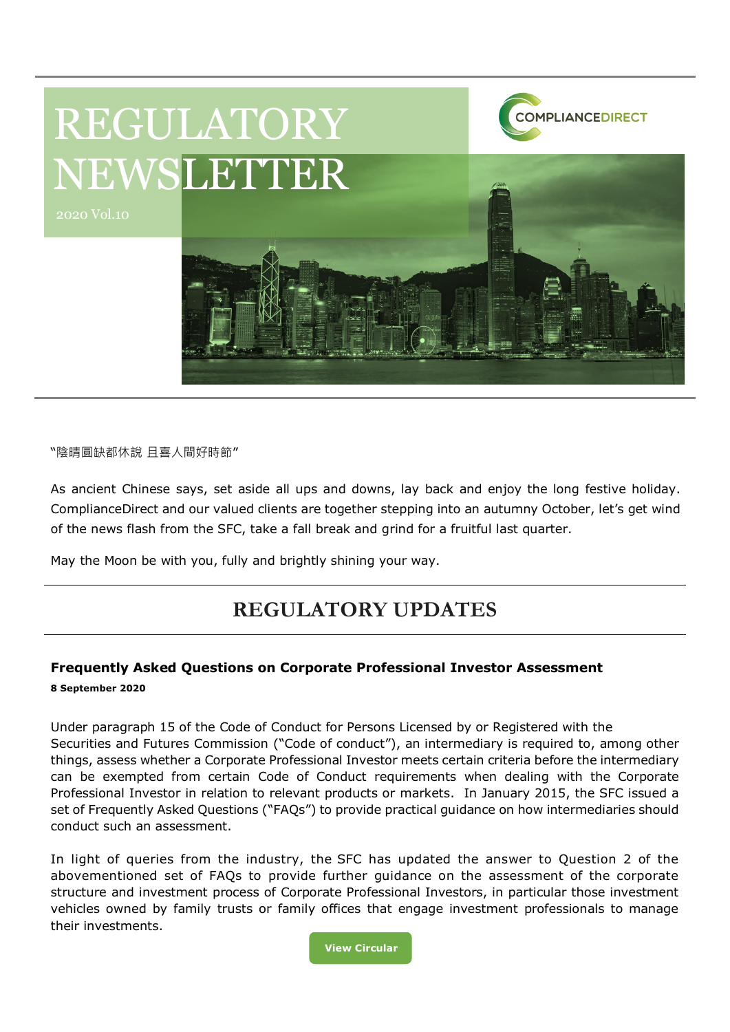# REGULATORY NEWSLETTER

2020 Vol.10

COMPLIANCEDIRECT

"陰晴圓缺都休說 且喜人間好時節"

As ancient Chinese says, set aside all ups and downs, lay back and enjoy the long festive holiday. ComplianceDirect and our valued clients are together stepping into an autumny October, let's get wind of the news flash from the SFC, take a fall break and grind for a fruitful last quarter.

May the Moon be with you, fully and brightly shining your way.

## REGULATORY UPDATES

### Frequently Asked Questions on Corporate Professional Investor Assessment

**8 September 2020**

Under paragraph 15 of the Code of Conduct for Persons Licensed by or Registered with the Securities and Futures Commission ("Code of conduct"), an intermediary is required to, among other things, assess whether a Corporate Professional Investor meets certain criteria before the intermediary can be exempted from certain Code of Conduct requirements when dealing with the Corporate Professional Investor in relation to relevant products or markets. In January 2015, the SFC issued a set of Frequently Asked Questions ("FAQs") to provide practical guidance on how intermediaries should conduct such an assessment.

In light of queries from the industry, the SFC has updated the answer to Question 2 of the abovementioned set of FAQs to provide further guidance on the assessment of the corporate structure and investment process of Corporate Professional Investors, in particular those investment vehicles owned by family trusts or family offices that engage investment professionals to manage their investments.

View Circular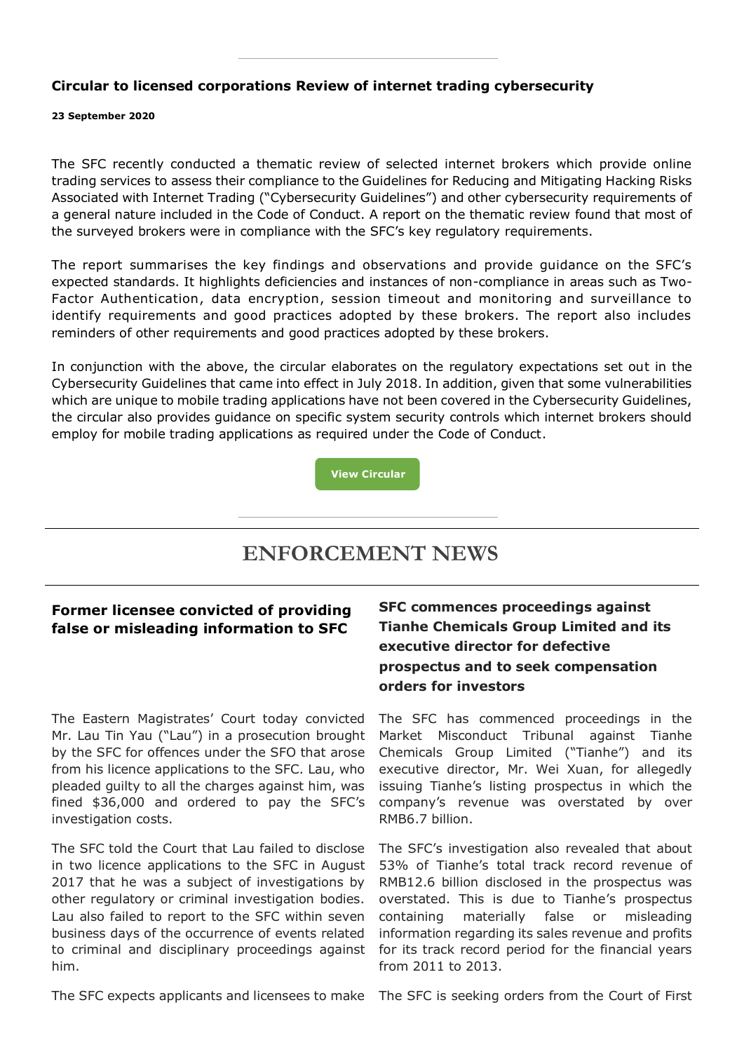### Circular to licensed corporations Review of internet trading cybersecurity

**23 September 2020**

The SFC recently conducted a thematic review of selected internet brokers which provide online trading services to assess their compliance to the Guidelines for Reducing and Mitigating Hacking Risks Associated with Internet Trading ("Cybersecurity Guidelines") and other cybersecurity requirements of a general nature included in the Code of Conduct. A report on the thematic review found that most of the surveyed brokers were in compliance with the SFC's key regulatory requirements.

The report summarises the key findings and observations and provide guidance on the SFC's expected standards. It highlights deficiencies and instances of non-compliance in areas such as Two-Factor Authentication, data encryption, session timeout and monitoring and surveillance to identify requirements and good practices adopted by these brokers. The report also includes reminders of other requirements and good practices adopted by these brokers.

In conjunction with the above, the circular elaborates on the regulatory expectations set out in the Cybersecurity Guidelines that came into effect in July 2018. In addition, given that some vulnerabilities which are unique to mobile trading applications have not been covered in the Cybersecurity Guidelines, the circular also provides guidance on specific system security controls which internet brokers should employ for mobile trading applications as required under the Code of Conduct.

View Circular

---

## ENFORCEMENT NEWS

### Former licensee convicted of providing false or misleading information to SFC

The Eastern Magistrates' Court today convicted Mr. Lau Tin Yau ("Lau") in a prosecution brought by the SFC for offences under the SFO that arose from his licence applications to the SFC. Lau, who pleaded guilty to all the charges against him, was fined $36,000 and ordered to pay the SFC's investigation costs.

The SFC told the Court that Lau failed to disclose in two licence applications to the SFC in August 2017 that he was a subject of investigations by other regulatory or criminal investigation bodies. Lau also failed to report to the SFC within seven business days of the occurrence of events related to criminal and disciplinary proceedings against him.

The SFC expects applicants and licensees to make

### SFC commences proceedings against Tianhe Chemicals Group Limited and its executive director for defective prospectus and to seek compensation orders for investors

The SFC has commenced proceedings in the Market Misconduct Tribunal against Tianhe Chemicals Group Limited ("Tianhe") and its executive director, Mr. Wei Xuan, for allegedly issuing Tianhe's listing prospectus in which the company's revenue was overstated by over RMB6.7 billion.

The SFC's investigation also revealed that about 53% of Tianhe's total track record revenue of RMB12.6 billion disclosed in the prospectus was overstated. This is due to Tianhe's prospectus containing materially false or misleading information regarding its sales revenue and profits for its track record period for the financial years from 2011 to 2013.

The SFC is seeking orders from the Court of First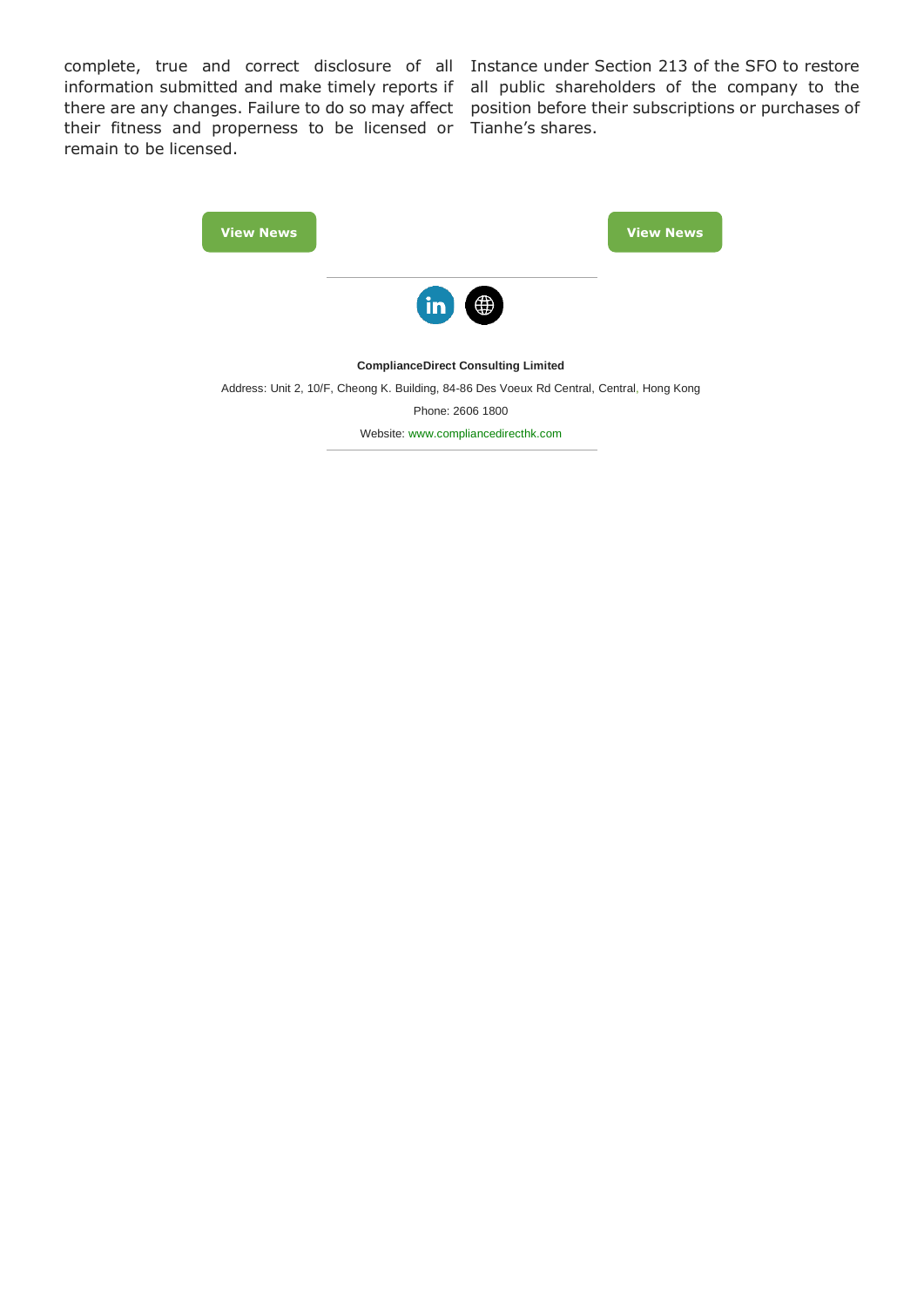complete, true and correct disclosure of all information submitted and make timely reports if there are any changes. Failure to do so may affect their fitness and properness to be licensed or remain to be licensed.

View News

Instance under Section 213 of the SFO to restore all public shareholders of the company to the position before their subscriptions or purchases of Tianhe's shares.

View News

**ComplianceDirect Consulting Limited**

Address: Unit 2, 10/F, Cheong K. Building, 84-86 Des Voeux Rd Central, Central, Hong Kong

Phone: 2606 1800

Website: www.compliancedirecthk.com